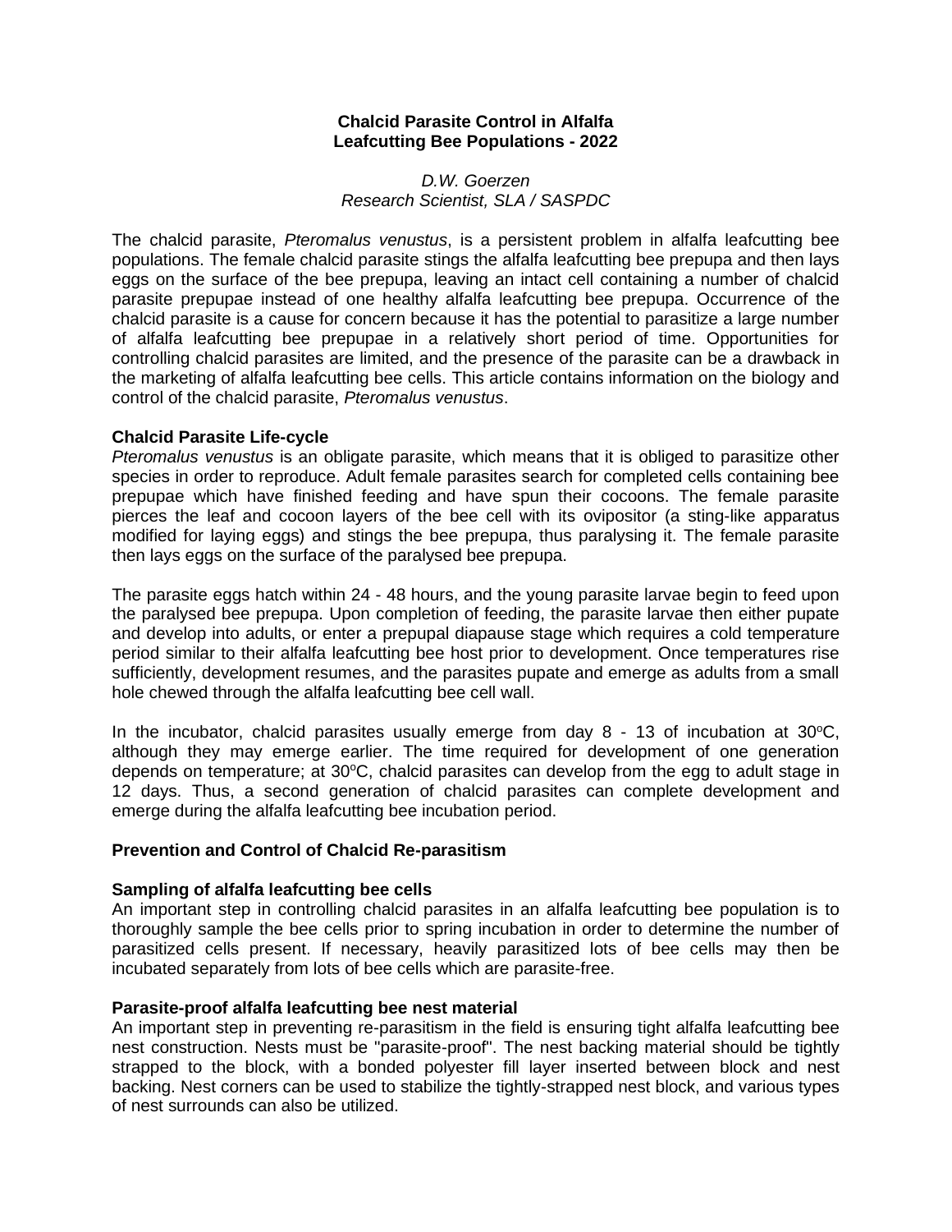# Chalcid Parasite Control in Alfalfa Leafcutting Bee Populations - 2022

*D.W. Goerzen*
*Research Scientist, SLA / SASPDC*

The chalcid parasite, *Pteromalus venustus*, is a persistent problem in alfalfa leafcutting bee populations. The female chalcid parasite stings the alfalfa leafcutting bee prepupa and then lays eggs on the surface of the bee prepupa, leaving an intact cell containing a number of chalcid parasite prepupae instead of one healthy alfalfa leafcutting bee prepupa. Occurrence of the chalcid parasite is a cause for concern because it has the potential to parasitize a large number of alfalfa leafcutting bee prepupae in a relatively short period of time. Opportunities for controlling chalcid parasites are limited, and the presence of the parasite can be a drawback in the marketing of alfalfa leafcutting bee cells. This article contains information on the biology and control of the chalcid parasite, *Pteromalus venustus*.

## Chalcid Parasite Life-cycle

*Pteromalus venustus* is an obligate parasite, which means that it is obliged to parasitize other species in order to reproduce. Adult female parasites search for completed cells containing bee prepupae which have finished feeding and have spun their cocoons. The female parasite pierces the leaf and cocoon layers of the bee cell with its ovipositor (a sting-like apparatus modified for laying eggs) and stings the bee prepupa, thus paralysing it. The female parasite then lays eggs on the surface of the paralysed bee prepupa.

The parasite eggs hatch within 24 - 48 hours, and the young parasite larvae begin to feed upon the paralysed bee prepupa. Upon completion of feeding, the parasite larvae then either pupate and develop into adults, or enter a prepupal diapause stage which requires a cold temperature period similar to their alfalfa leafcutting bee host prior to development. Once temperatures rise sufficiently, development resumes, and the parasites pupate and emerge as adults from a small hole chewed through the alfalfa leafcutting bee cell wall.

In the incubator, chalcid parasites usually emerge from day 8 - 13 of incubation at 30$^{o}$C, although they may emerge earlier. The time required for development of one generation depends on temperature; at 30$^{o}$C, chalcid parasites can develop from the egg to adult stage in 12 days. Thus, a second generation of chalcid parasites can complete development and emerge during the alfalfa leafcutting bee incubation period.

## Prevention and Control of Chalcid Re-parasitism

### Sampling of alfalfa leafcutting bee cells

An important step in controlling chalcid parasites in an alfalfa leafcutting bee population is to thoroughly sample the bee cells prior to spring incubation in order to determine the number of parasitized cells present. If necessary, heavily parasitized lots of bee cells may then be incubated separately from lots of bee cells which are parasite-free.

### Parasite-proof alfalfa leafcutting bee nest material

An important step in preventing re-parasitism in the field is ensuring tight alfalfa leafcutting bee nest construction. Nests must be "parasite-proof". The nest backing material should be tightly strapped to the block, with a bonded polyester fill layer inserted between block and nest backing. Nest corners can be used to stabilize the tightly-strapped nest block, and various types of nest surrounds can also be utilized.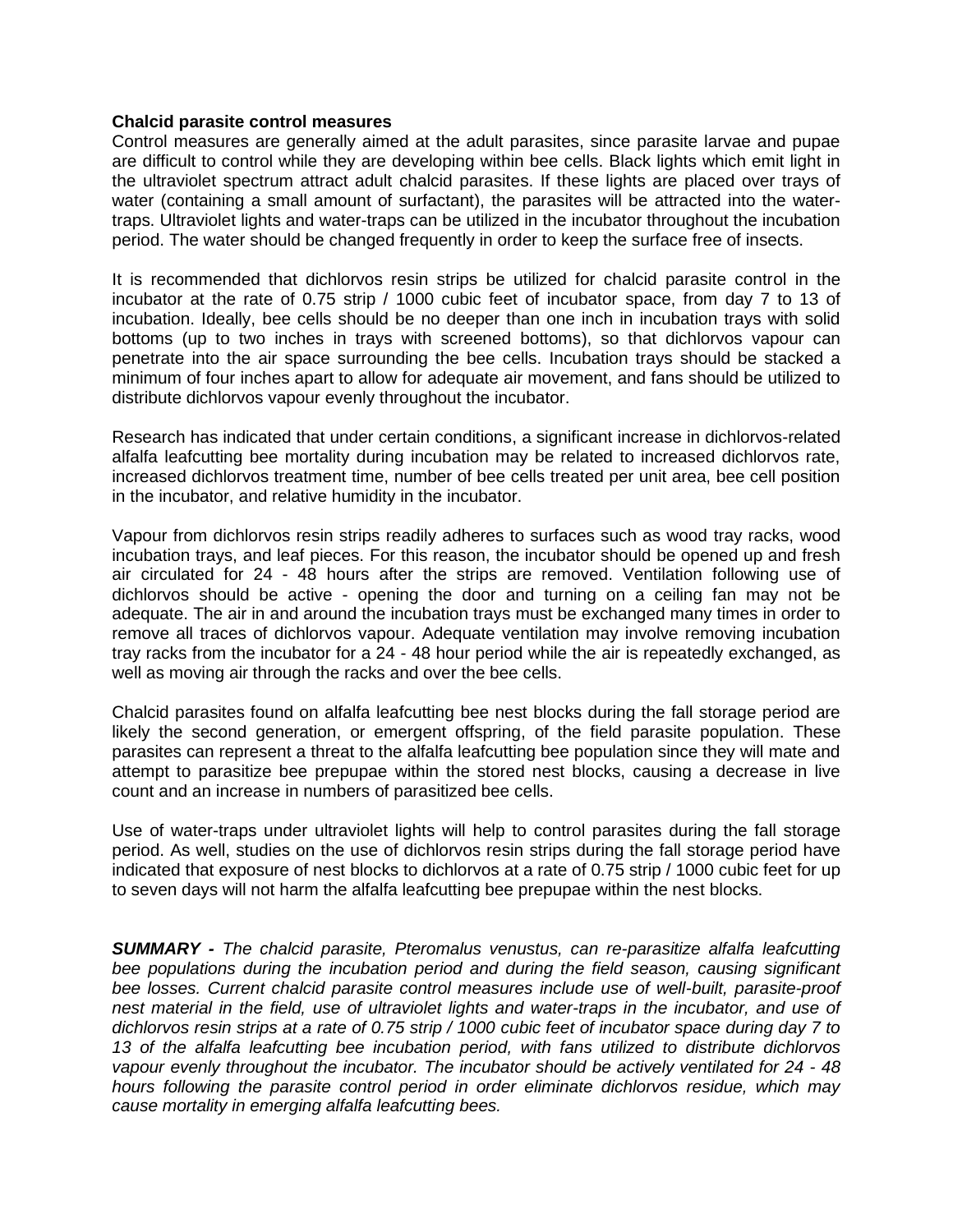**Chalcid parasite control measures**

Control measures are generally aimed at the adult parasites, since parasite larvae and pupae are difficult to control while they are developing within bee cells. Black lights which emit light in the ultraviolet spectrum attract adult chalcid parasites. If these lights are placed over trays of water (containing a small amount of surfactant), the parasites will be attracted into the water-traps. Ultraviolet lights and water-traps can be utilized in the incubator throughout the incubation period. The water should be changed frequently in order to keep the surface free of insects.

It is recommended that dichlorvos resin strips be utilized for chalcid parasite control in the incubator at the rate of 0.75 strip / 1000 cubic feet of incubator space, from day 7 to 13 of incubation. Ideally, bee cells should be no deeper than one inch in incubation trays with solid bottoms (up to two inches in trays with screened bottoms), so that dichlorvos vapour can penetrate into the air space surrounding the bee cells. Incubation trays should be stacked a minimum of four inches apart to allow for adequate air movement, and fans should be utilized to distribute dichlorvos vapour evenly throughout the incubator.

Research has indicated that under certain conditions, a significant increase in dichlorvos-related alfalfa leafcutting bee mortality during incubation may be related to increased dichlorvos rate, increased dichlorvos treatment time, number of bee cells treated per unit area, bee cell position in the incubator, and relative humidity in the incubator.

Vapour from dichlorvos resin strips readily adheres to surfaces such as wood tray racks, wood incubation trays, and leaf pieces. For this reason, the incubator should be opened up and fresh air circulated for 24 - 48 hours after the strips are removed. Ventilation following use of dichlorvos should be active - opening the door and turning on a ceiling fan may not be adequate. The air in and around the incubation trays must be exchanged many times in order to remove all traces of dichlorvos vapour. Adequate ventilation may involve removing incubation tray racks from the incubator for a 24 - 48 hour period while the air is repeatedly exchanged, as well as moving air through the racks and over the bee cells.

Chalcid parasites found on alfalfa leafcutting bee nest blocks during the fall storage period are likely the second generation, or emergent offspring, of the field parasite population. These parasites can represent a threat to the alfalfa leafcutting bee population since they will mate and attempt to parasitize bee prepupae within the stored nest blocks, causing a decrease in live count and an increase in numbers of parasitized bee cells.

Use of water-traps under ultraviolet lights will help to control parasites during the fall storage period. As well, studies on the use of dichlorvos resin strips during the fall storage period have indicated that exposure of nest blocks to dichlorvos at a rate of 0.75 strip / 1000 cubic feet for up to seven days will not harm the alfalfa leafcutting bee prepupae within the nest blocks.

***SUMMARY -*** *The chalcid parasite, Pteromalus venustus, can re-parasitize alfalfa leafcutting bee populations during the incubation period and during the field season, causing significant bee losses. Current chalcid parasite control measures include use of well-built, parasite-proof nest material in the field, use of ultraviolet lights and water-traps in the incubator, and use of dichlorvos resin strips at a rate of 0.75 strip / 1000 cubic feet of incubator space during day 7 to 13 of the alfalfa leafcutting bee incubation period, with fans utilized to distribute dichlorvos vapour evenly throughout the incubator. The incubator should be actively ventilated for 24 - 48 hours following the parasite control period in order eliminate dichlorvos residue, which may cause mortality in emerging alfalfa leafcutting bees.*